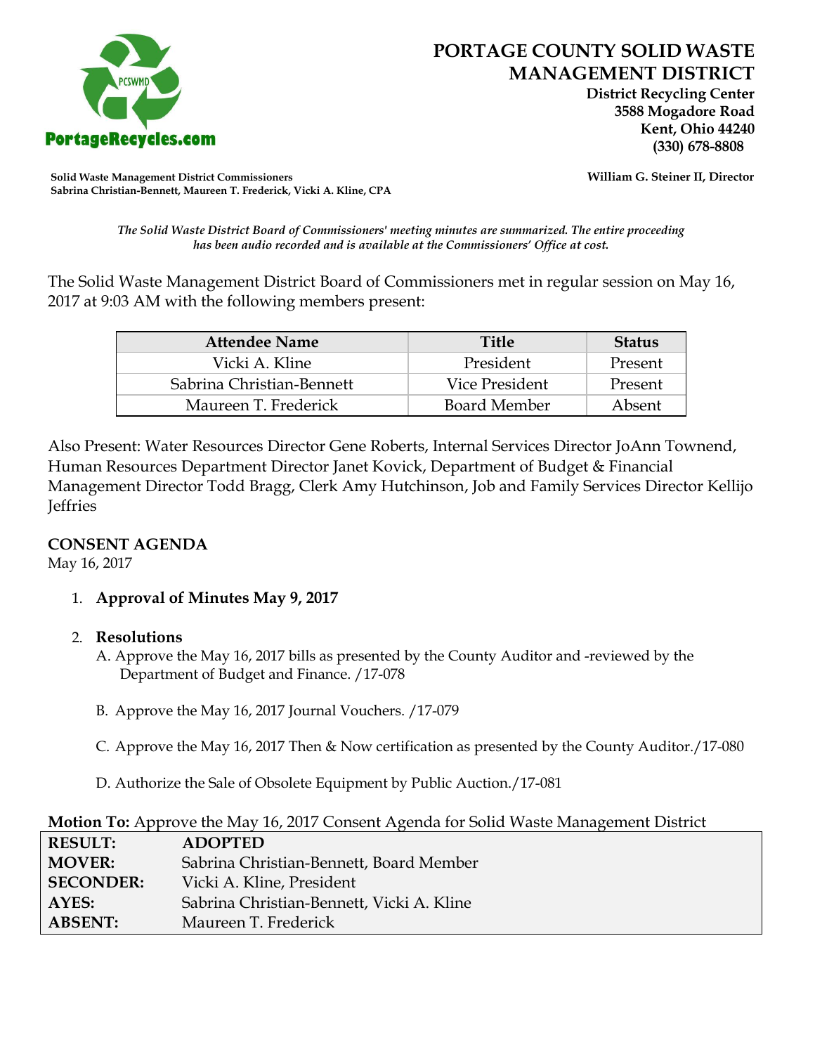# PORTAGE COUNTY SOLID WASTE MANAGEMENT DISTRICT

**District Recycling Center**
**3588 Mogadore Road**
**Kent, Ohio 44240**
**(330) 678-8808**

PortageRecycles.com

**Solid Waste Management District Commissioners**
**Sabrina Christian-Bennett, Maureen T. Frederick, Vicki A. Kline, CPA**

**William G. Steiner II, Director**

*The Solid Waste District Board of Commissioners' meeting minutes are summarized. The entire proceeding has been audio recorded and is available at the Commissioners' Office at cost.*

The Solid Waste Management District Board of Commissioners met in regular session on May 16, 2017 at 9:03 AM with the following members present:

| Attendee Name | Title | Status |
| --- | --- | --- |
| Vicki A. Kline | President | Present |
| Sabrina Christian-Bennett | Vice President | Present |
| Maureen T. Frederick | Board Member | Absent |

Also Present: Water Resources Director Gene Roberts, Internal Services Director JoAnn Townend, Human Resources Department Director Janet Kovick, Department of Budget & Financial Management Director Todd Bragg, Clerk Amy Hutchinson, Job and Family Services Director Kellijo Jeffries

## CONSENT AGENDA

May 16, 2017

1. **Approval of Minutes May 9, 2017**

2. **Resolutions**
   A. Approve the May 16, 2017 bills as presented by the County Auditor and -reviewed by the Department of Budget and Finance. /17-078

   B. Approve the May 16, 2017 Journal Vouchers. /17-079

   C. Approve the May 16, 2017 Then & Now certification as presented by the County Auditor./17-080

   D. Authorize the Sale of Obsolete Equipment by Public Auction./17-081

**Motion To:** Approve the May 16, 2017 Consent Agenda for Solid Waste Management District

| | |
| --- | --- |
| **RESULT:** | **ADOPTED** |
| **MOVER:** | Sabrina Christian-Bennett, Board Member |
| **SECONDER:** | Vicki A. Kline, President |
| **AYES:** | Sabrina Christian-Bennett, Vicki A. Kline |
| **ABSENT:** | Maureen T. Frederick |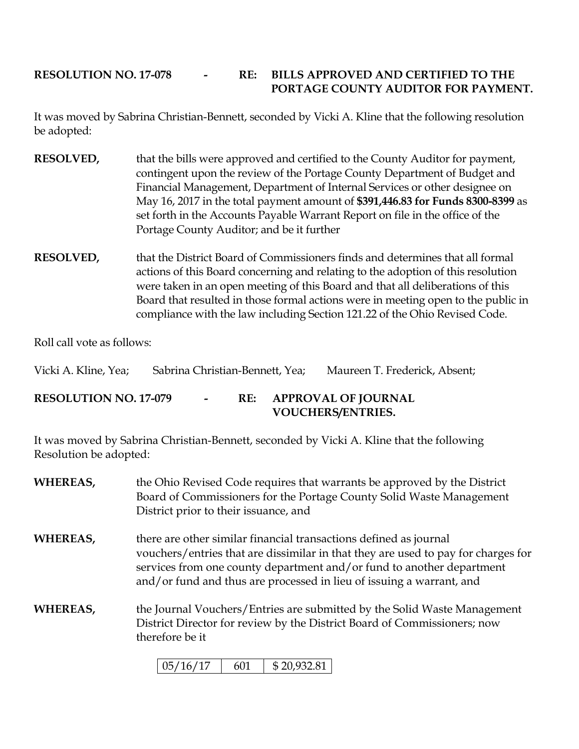**RESOLUTION NO. 17-078 - RE: BILLS APPROVED AND CERTIFIED TO THE PORTAGE COUNTY AUDITOR FOR PAYMENT.**

It was moved by Sabrina Christian-Bennett, seconded by Vicki A. Kline that the following resolution be adopted:

**RESOLVED,** that the bills were approved and certified to the County Auditor for payment, contingent upon the review of the Portage County Department of Budget and Financial Management, Department of Internal Services or other designee on May 16, 2017 in the total payment amount of **$391,446.83 for Funds 8300-8399** as set forth in the Accounts Payable Warrant Report on file in the office of the Portage County Auditor; and be it further

**RESOLVED,** that the District Board of Commissioners finds and determines that all formal actions of this Board concerning and relating to the adoption of this resolution were taken in an open meeting of this Board and that all deliberations of this Board that resulted in those formal actions were in meeting open to the public in compliance with the law including Section 121.22 of the Ohio Revised Code.

Roll call vote as follows:

Vicki A. Kline, Yea; Sabrina Christian-Bennett, Yea; Maureen T. Frederick, Absent;

**RESOLUTION NO. 17-079 - RE: APPROVAL OF JOURNAL VOUCHERS/ENTRIES.**

It was moved by Sabrina Christian-Bennett, seconded by Vicki A. Kline that the following Resolution be adopted:

**WHEREAS,** the Ohio Revised Code requires that warrants be approved by the District Board of Commissioners for the Portage County Solid Waste Management District prior to their issuance, and

**WHEREAS,** there are other similar financial transactions defined as journal vouchers/entries that are dissimilar in that they are used to pay for charges for services from one county department and/or fund to another department and/or fund and thus are processed in lieu of issuing a warrant, and

**WHEREAS,** the Journal Vouchers/Entries are submitted by the Solid Waste Management District Director for review by the District Board of Commissioners; now therefore be it

| 05/16/17 | 601 | $ 20,932.81 |
|---|---|---|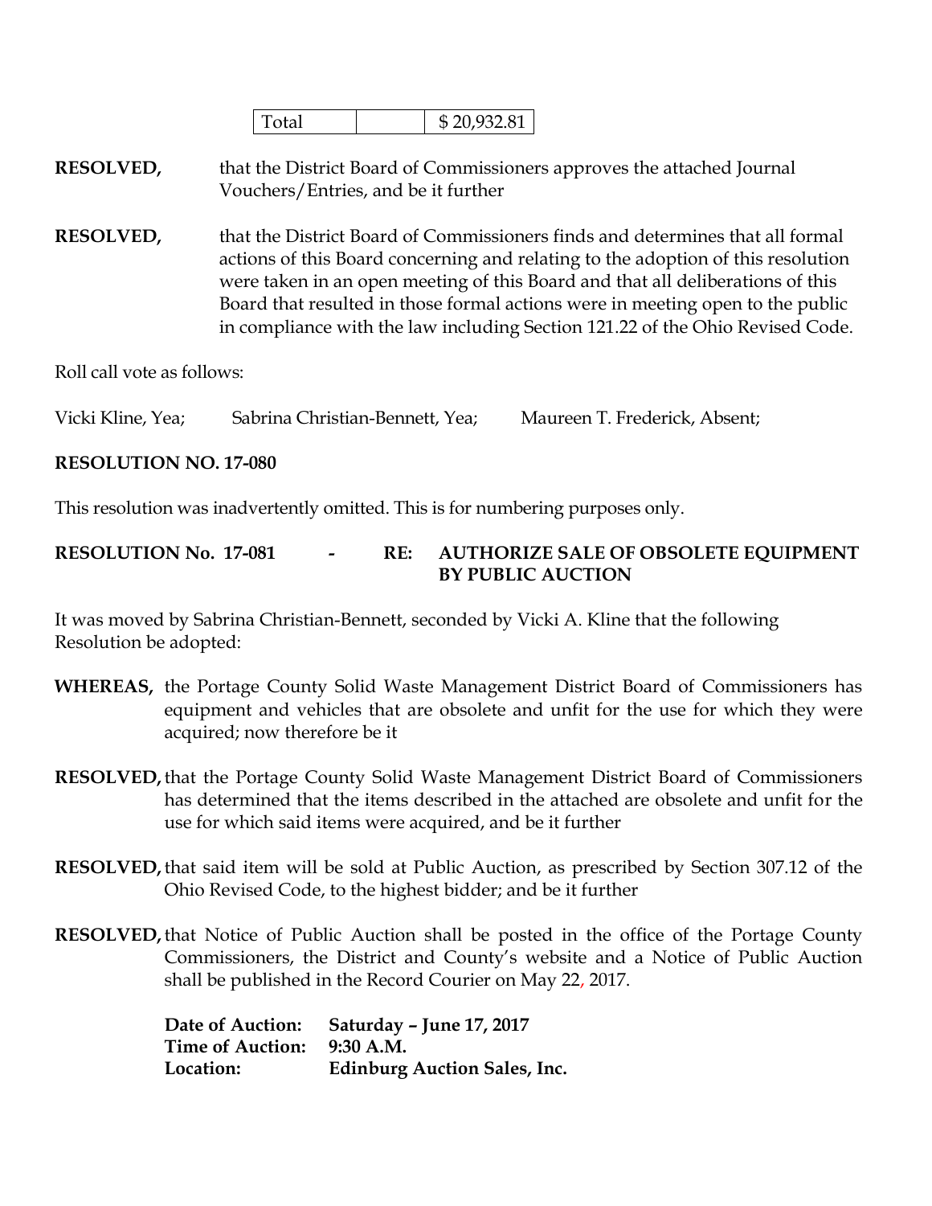| Total | | $ 20,932.81 |
|---|---|---|

**RESOLVED,** that the District Board of Commissioners approves the attached Journal Vouchers/Entries, and be it further

**RESOLVED,** that the District Board of Commissioners finds and determines that all formal actions of this Board concerning and relating to the adoption of this resolution were taken in an open meeting of this Board and that all deliberations of this Board that resulted in those formal actions were in meeting open to the public in compliance with the law including Section 121.22 of the Ohio Revised Code.

Roll call vote as follows:

Vicki Kline, Yea; Sabrina Christian-Bennett, Yea; Maureen T. Frederick, Absent;

**RESOLUTION NO. 17-080**

This resolution was inadvertently omitted. This is for numbering purposes only.

**RESOLUTION No. 17-081 - RE: AUTHORIZE SALE OF OBSOLETE EQUIPMENT BY PUBLIC AUCTION**

It was moved by Sabrina Christian-Bennett, seconded by Vicki A. Kline that the following Resolution be adopted:

**WHEREAS,** the Portage County Solid Waste Management District Board of Commissioners has equipment and vehicles that are obsolete and unfit for the use for which they were acquired; now therefore be it

**RESOLVED,** that the Portage County Solid Waste Management District Board of Commissioners has determined that the items described in the attached are obsolete and unfit for the use for which said items were acquired, and be it further

**RESOLVED,** that said item will be sold at Public Auction, as prescribed by Section 307.12 of the Ohio Revised Code, to the highest bidder; and be it further

**RESOLVED,** that Notice of Public Auction shall be posted in the office of the Portage County Commissioners, the District and County's website and a Notice of Public Auction shall be published in the Record Courier on May 22, 2017.

**Date of Auction:** **Saturday – June 17, 2017**
**Time of Auction:** **9:30 A.M.**
**Location:** **Edinburg Auction Sales, Inc.**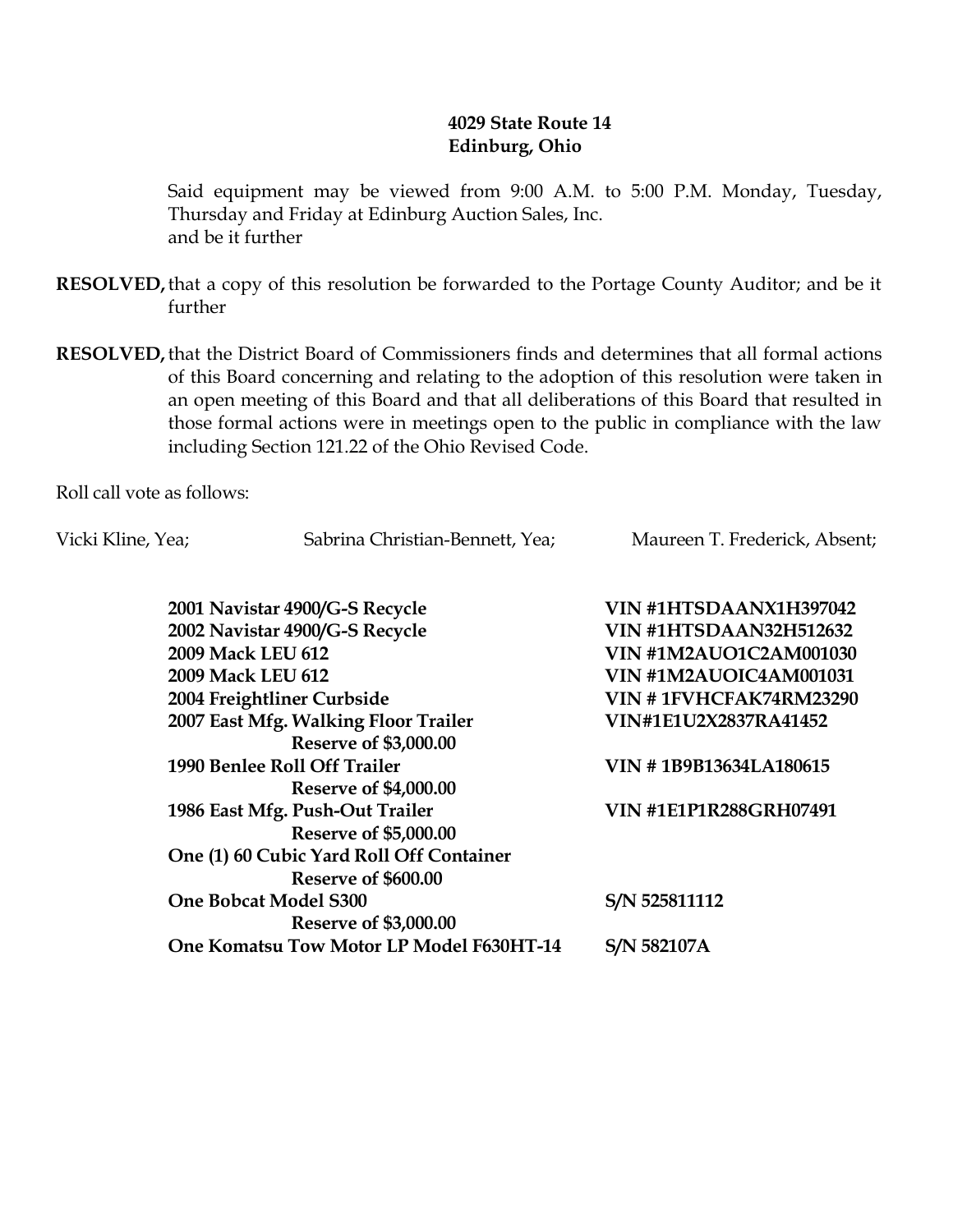**4029 State Route 14**
**Edinburg, Ohio**

Said equipment may be viewed from 9:00 A.M. to 5:00 P.M. Monday, Tuesday, Thursday and Friday at Edinburg Auction Sales, Inc.
and be it further

**RESOLVED,** that a copy of this resolution be forwarded to the Portage County Auditor; and be it further

**RESOLVED,** that the District Board of Commissioners finds and determines that all formal actions of this Board concerning and relating to the adoption of this resolution were taken in an open meeting of this Board and that all deliberations of this Board that resulted in those formal actions were in meetings open to the public in compliance with the law including Section 121.22 of the Ohio Revised Code.

Roll call vote as follows:

Vicki Kline, Yea; Sabrina Christian-Bennett, Yea; Maureen T. Frederick, Absent;

| | |
|---|---|
| **2001 Navistar 4900/G-S Recycle** | **VIN #1HTSDAANX1H397042** |
| **2002 Navistar 4900/G-S Recycle** | **VIN #1HTSDAAN32H512632** |
| **2009 Mack LEU 612** | **VIN #1M2AUO1C2AM001030** |
| **2009 Mack LEU 612** | **VIN #1M2AUOIC4AM001031** |
| **2004 Freightliner Curbside** | **VIN # 1FVHCFAK74RM23290** |
| **2007 East Mfg. Walking Floor Trailer** | **VIN#1E1U2X2837RA41452** |
| **Reserve of $3,000.00** | |
| **1990 Benlee Roll Off Trailer** | **VIN # 1B9B13634LA180615** |
| **Reserve of $4,000.00** | |
| **1986 East Mfg. Push-Out Trailer** | **VIN #1E1P1R288GRH07491** |
| **Reserve of $5,000.00** | |
| **One (1) 60 Cubic Yard Roll Off Container** | |
| **Reserve of $600.00** | |
| **One Bobcat Model S300** | **S/N 525811112** |
| **Reserve of $3,000.00** | |
| **One Komatsu Tow Motor LP Model F630HT-14** | **S/N 582107A** |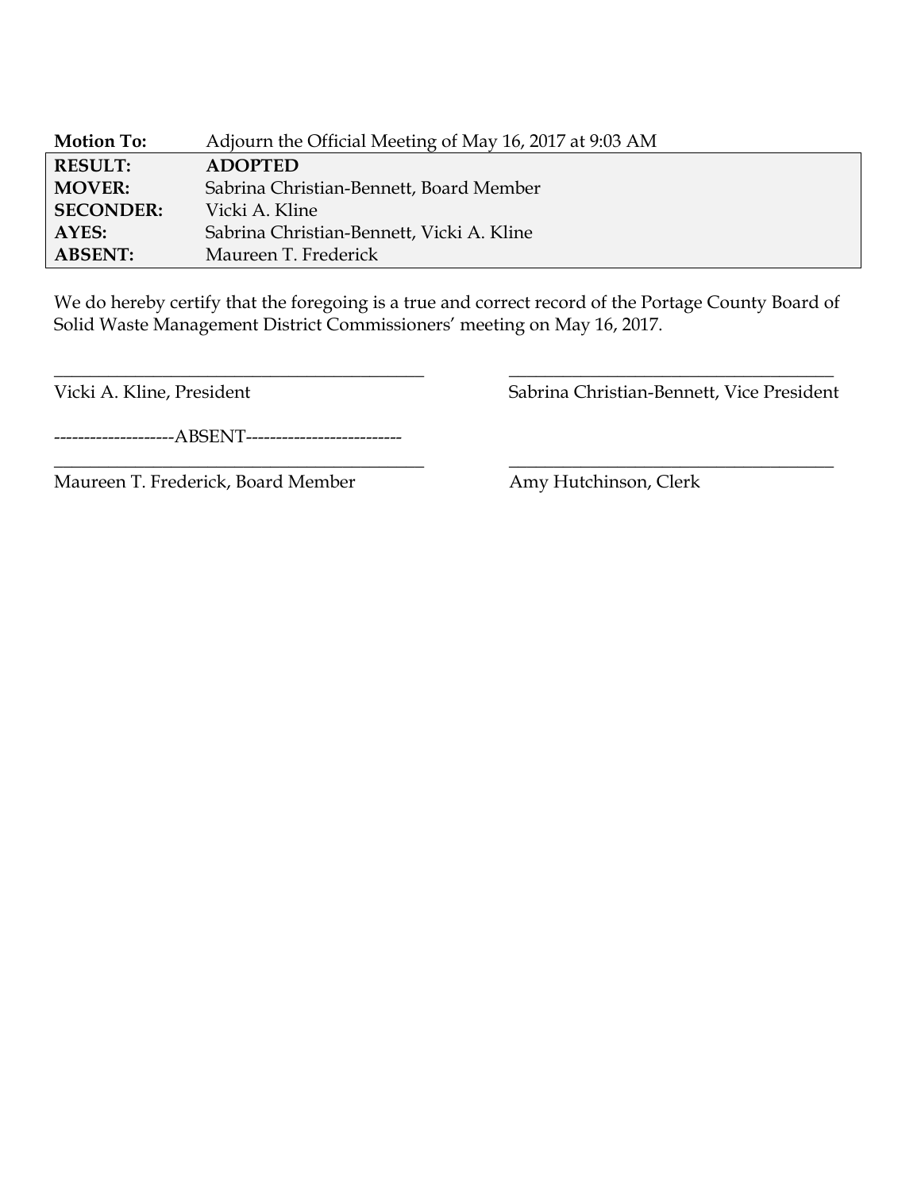| **Motion To:** | Adjourn the Official Meeting of May 16, 2017 at 9:03 AM |
|---|---|
| **RESULT:** | **ADOPTED** |
| **MOVER:** | Sabrina Christian-Bennett, Board Member |
| **SECONDER:** | Vicki A. Kline |
| **AYES:** | Sabrina Christian-Bennett, Vicki A. Kline |
| **ABSENT:** | Maureen T. Frederick |

We do hereby certify that the foregoing is a true and correct record of the Portage County Board of Solid Waste Management District Commissioners' meeting on May 16, 2017.

\_\_\_\_\_\_\_\_\_\_\_\_\_\_\_\_\_\_\_\_\_\_\_\_\_\_\_\_\_\_\_\_\_\_\_\_\_\_\_\_
Vicki A. Kline, President

\_\_\_\_\_\_\_\_\_\_\_\_\_\_\_\_\_\_\_\_\_\_\_\_\_\_\_\_\_\_\_\_\_\_\_\_\_\_\_\_
Sabrina Christian-Bennett, Vice President

--------------------ABSENT--------------------------
\_\_\_\_\_\_\_\_\_\_\_\_\_\_\_\_\_\_\_\_\_\_\_\_\_\_\_\_\_\_\_\_\_\_\_\_\_\_\_\_
Maureen T. Frederick, Board Member

\_\_\_\_\_\_\_\_\_\_\_\_\_\_\_\_\_\_\_\_\_\_\_\_\_\_\_\_\_\_\_\_\_\_\_\_\_\_\_\_
Amy Hutchinson, Clerk